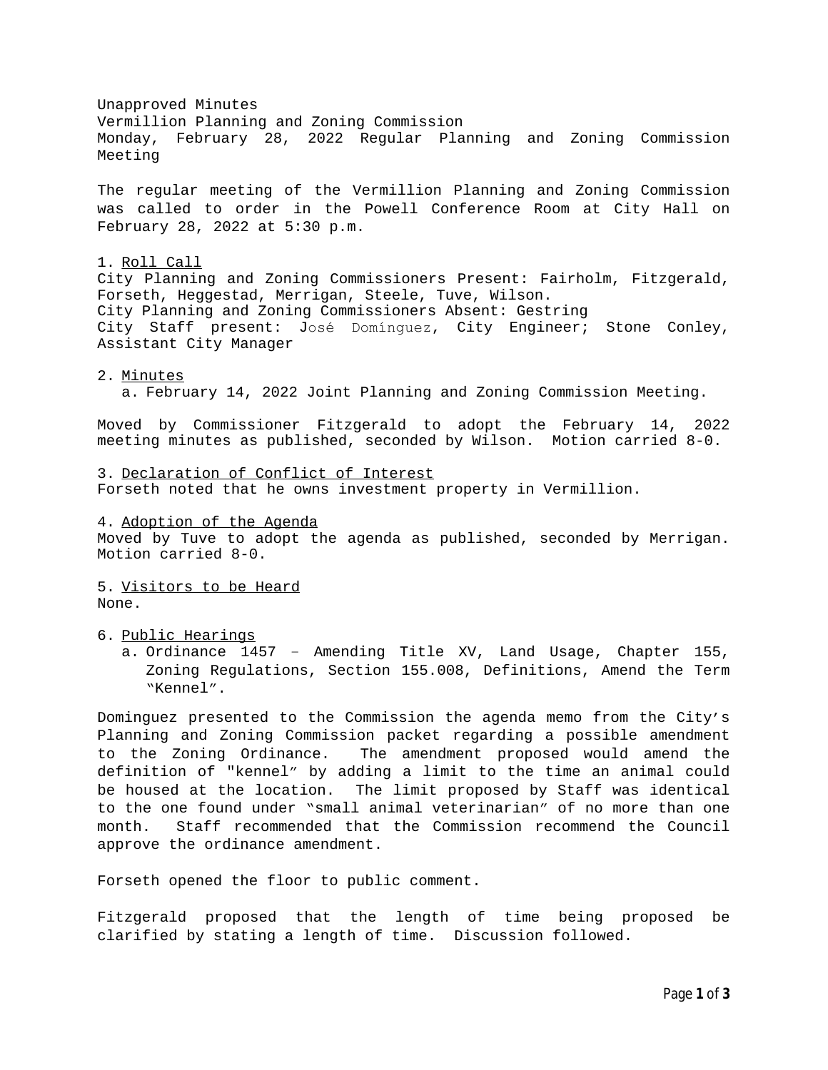Unapproved Minutes
Vermillion Planning and Zoning Commission
Monday, February 28, 2022 Regular Planning and Zoning Commission Meeting

The regular meeting of the Vermillion Planning and Zoning Commission was called to order in the Powell Conference Room at City Hall on February 28, 2022 at 5:30 p.m.

1. Roll Call

City Planning and Zoning Commissioners Present: Fairholm, Fitzgerald, Forseth, Heggestad, Merrigan, Steele, Tuve, Wilson.
City Planning and Zoning Commissioners Absent: Gestring
City Staff present: José Domínguez, City Engineer; Stone Conley, Assistant City Manager

2. Minutes
   a. February 14, 2022 Joint Planning and Zoning Commission Meeting.

Moved by Commissioner Fitzgerald to adopt the February 14, 2022 meeting minutes as published, seconded by Wilson. Motion carried 8-0.

3. Declaration of Conflict of Interest

Forseth noted that he owns investment property in Vermillion.

4. Adoption of the Agenda

Moved by Tuve to adopt the agenda as published, seconded by Merrigan. Motion carried 8-0.

5. Visitors to be Heard

None.

6. Public Hearings
   a. Ordinance 1457 – Amending Title XV, Land Usage, Chapter 155, Zoning Regulations, Section 155.008, Definitions, Amend the Term "Kennel".

Dominguez presented to the Commission the agenda memo from the City's Planning and Zoning Commission packet regarding a possible amendment to the Zoning Ordinance. The amendment proposed would amend the definition of "kennel" by adding a limit to the time an animal could be housed at the location. The limit proposed by Staff was identical to the one found under "small animal veterinarian" of no more than one month. Staff recommended that the Commission recommend the Council approve the ordinance amendment.

Forseth opened the floor to public comment.

Fitzgerald proposed that the length of time being proposed be clarified by stating a length of time. Discussion followed.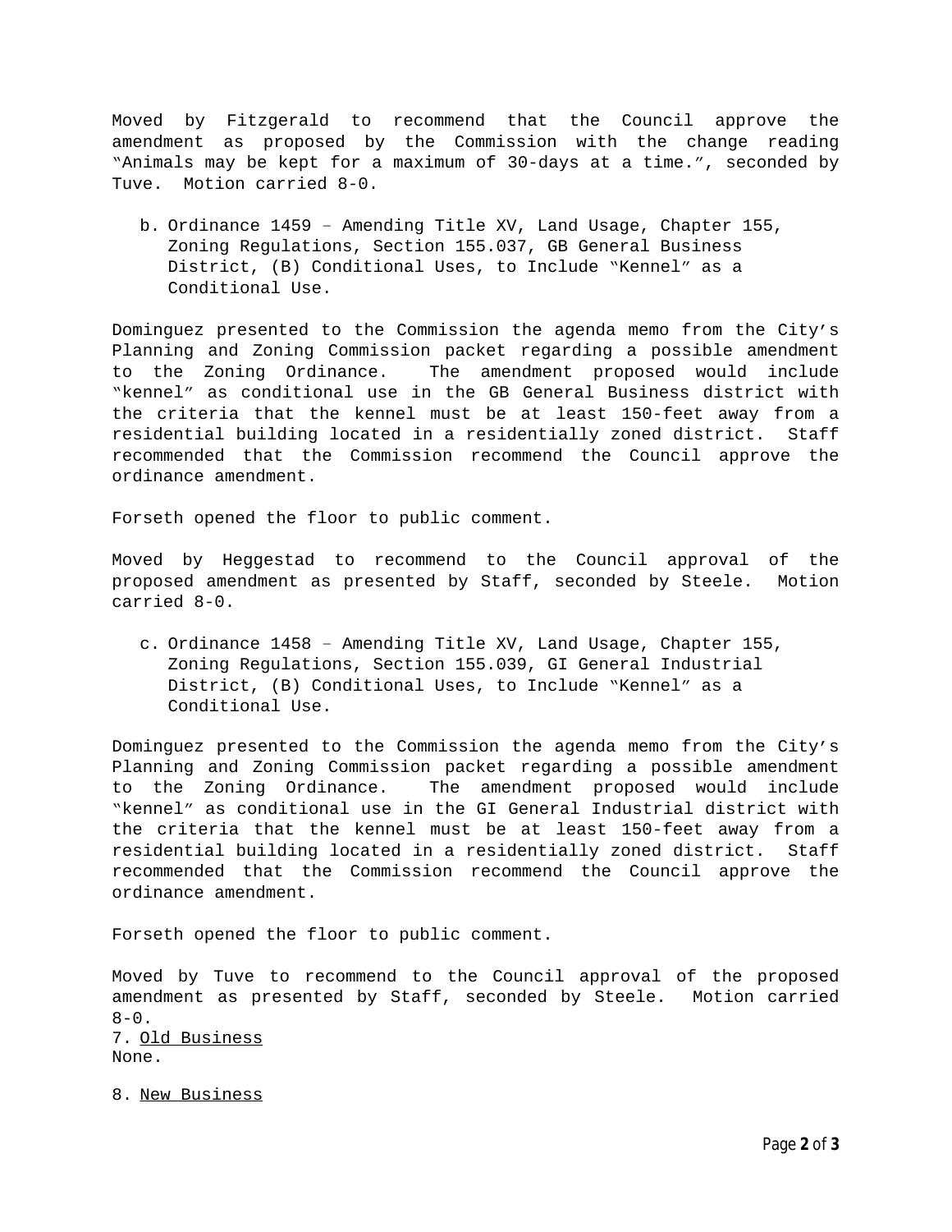Moved by Fitzgerald to recommend that the Council approve the amendment as proposed by the Commission with the change reading "Animals may be kept for a maximum of 30-days at a time.", seconded by Tuve. Motion carried 8-0.

b. Ordinance 1459 – Amending Title XV, Land Usage, Chapter 155, Zoning Regulations, Section 155.037, GB General Business District, (B) Conditional Uses, to Include "Kennel" as a Conditional Use.

Dominguez presented to the Commission the agenda memo from the City's Planning and Zoning Commission packet regarding a possible amendment to the Zoning Ordinance. The amendment proposed would include "kennel" as conditional use in the GB General Business district with the criteria that the kennel must be at least 150-feet away from a residential building located in a residentially zoned district. Staff recommended that the Commission recommend the Council approve the ordinance amendment.

Forseth opened the floor to public comment.

Moved by Heggestad to recommend to the Council approval of the proposed amendment as presented by Staff, seconded by Steele. Motion carried 8-0.

c. Ordinance 1458 – Amending Title XV, Land Usage, Chapter 155, Zoning Regulations, Section 155.039, GI General Industrial District, (B) Conditional Uses, to Include "Kennel" as a Conditional Use.

Dominguez presented to the Commission the agenda memo from the City's Planning and Zoning Commission packet regarding a possible amendment to the Zoning Ordinance. The amendment proposed would include "kennel" as conditional use in the GI General Industrial district with the criteria that the kennel must be at least 150-feet away from a residential building located in a residentially zoned district. Staff recommended that the Commission recommend the Council approve the ordinance amendment.

Forseth opened the floor to public comment.

Moved by Tuve to recommend to the Council approval of the proposed amendment as presented by Staff, seconded by Steele. Motion carried 8-0.

7. Old Business

None.

8. New Business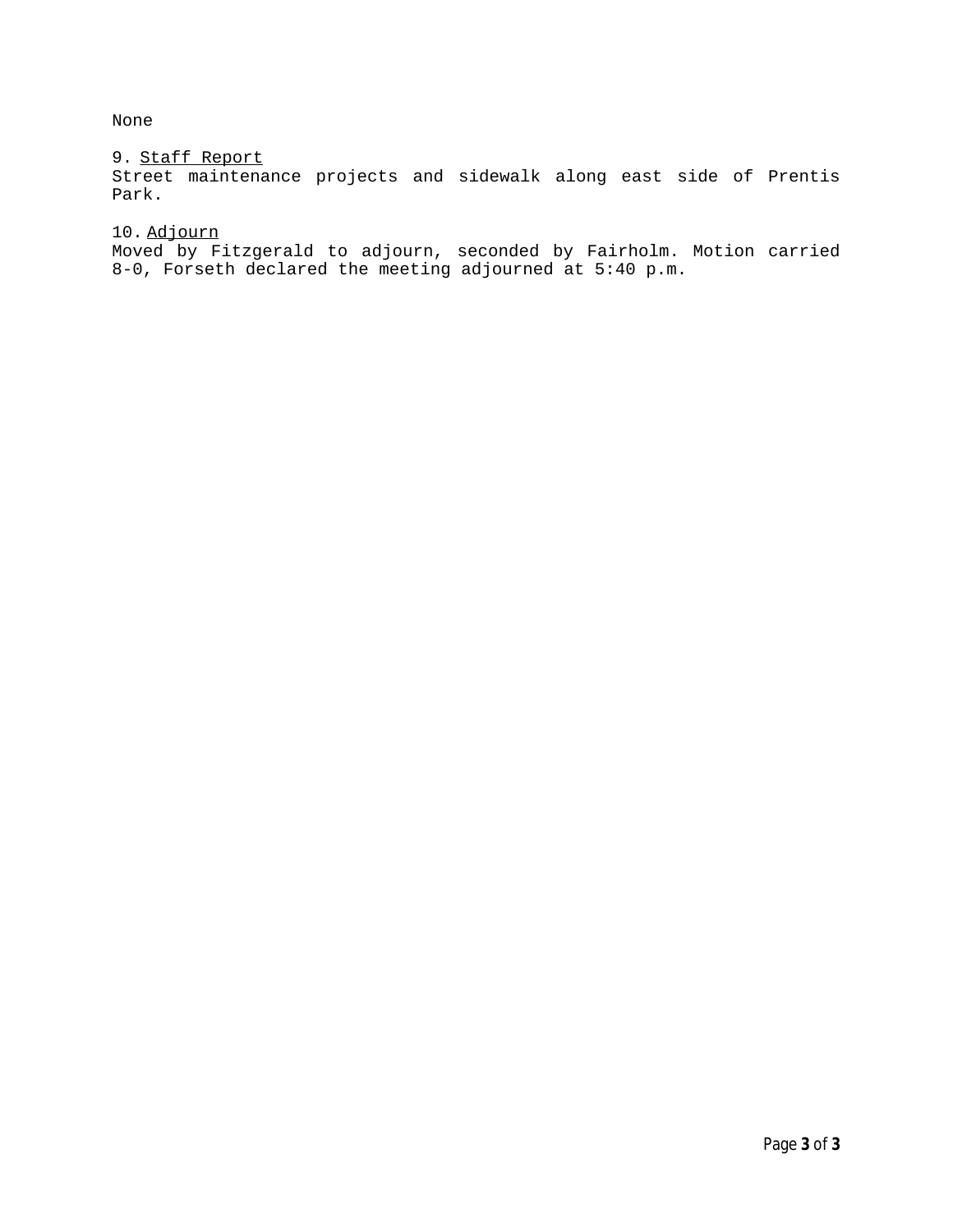None

9. Staff Report
Street maintenance projects and sidewalk along east side of Prentis Park.

10. Adjourn
Moved by Fitzgerald to adjourn, seconded by Fairholm. Motion carried 8-0, Forseth declared the meeting adjourned at 5:40 p.m.